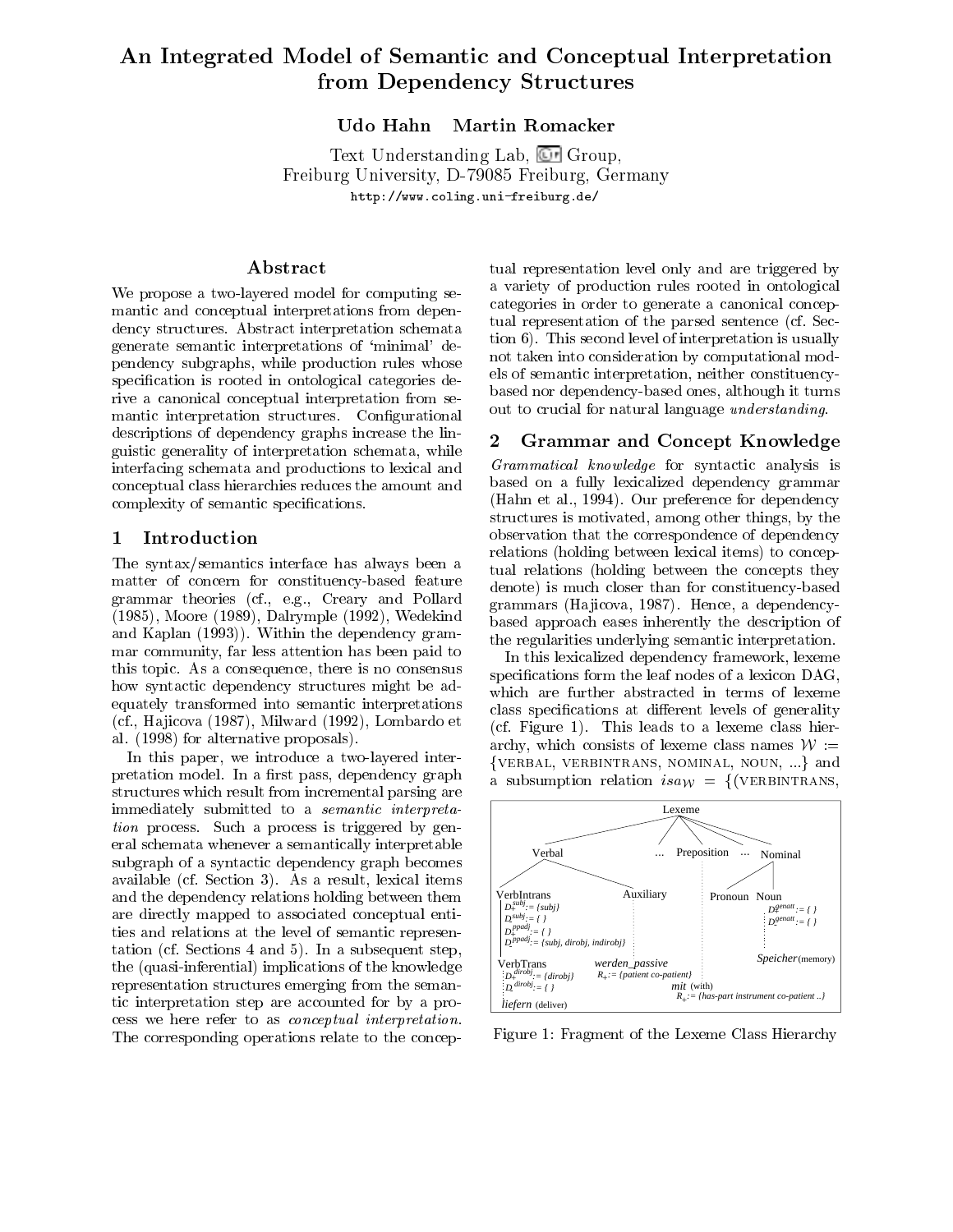# An Integrated Model of Semantic and Conceptual Interpretation from Dependency Structures

**Udo Hahn Martin Romacker**

Text Understanding Lab, CLIF Group,
Freiburg University, D-79085 Freiburg, Germany
http://www.coling.uni-freiburg.de/

## Abstract

We propose a two-layered model for computing semantic and conceptual interpretations from dependency structures. Abstract interpretation schemata generate semantic interpretations of 'minimal' dependency subgraphs, while production rules whose specification is rooted in ontological categories derive a canonical conceptual interpretation from semantic interpretation structures. Configurational descriptions of dependency graphs increase the linguistic generality of interpretation schemata, while interfacing schemata and productions to lexical and conceptual class hierarchies reduces the amount and complexity of semantic specifications.

## 1 Introduction

The syntax/semantics interface has always been a matter of concern for constituency-based feature grammar theories (cf., e.g., Creary and Pollard (1985), Moore (1989), Dalrymple (1992), Wedekind and Kaplan (1993)). Within the dependency grammar community, far less attention has been paid to this topic. As a consequence, there is no consensus how syntactic dependency structures might be adequately transformed into semantic interpretations (cf., Hajicova (1987), Milward (1992), Lombardo et al. (1998) for alternative proposals).

In this paper, we introduce a two-layered interpretation model. In a first pass, dependency graph structures which result from incremental parsing are immediately submitted to a *semantic interpretation* process. Such a process is triggered by general schemata whenever a semantically interpretable subgraph of a syntactic dependency graph becomes available (cf. Section 3). As a result, lexical items and the dependency relations holding between them are directly mapped to associated conceptual entities and relations at the level of semantic representation (cf. Sections 4 and 5). In a subsequent step, the (quasi-inferential) implications of the knowledge representation structures emerging from the semantic interpretation step are accounted for by a process we here refer to as *conceptual interpretation*. The corresponding operations relate to the conceptual representation level only and are triggered by a variety of production rules rooted in ontological categories in order to generate a canonical conceptual representation of the parsed sentence (cf. Section 6). This second level of interpretation is usually not taken into consideration by computational models of semantic interpretation, neither constituency-based nor dependency-based ones, although it turns out to crucial for natural language *understanding*.

## 2 Grammar and Concept Knowledge

*Grammatical knowledge* for syntactic analysis is based on a fully lexicalized dependency grammar (Hahn et al., 1994). Our preference for dependency structures is motivated, among other things, by the observation that the correspondence of dependency relations (holding between lexical items) to conceptual relations (holding between the concepts they denote) is much closer than for constituency-based grammars (Hajicova, 1987). Hence, a dependency-based approach eases inherently the description of the regularities underlying semantic interpretation.

In this lexicalized dependency framework, lexeme specifications form the leaf nodes of a lexicon DAG, which are further abstracted in terms of lexeme class specifications at different levels of generality (cf. Figure 1). This leads to a lexeme class hierarchy, which consists of lexeme class names $\mathcal{W}$ := {VERBAL, VERBINTRANS, NOMINAL, NOUN, ...} and a subsumption relation $isa_{\mathcal{W}}$ = {(VERBINTRANS,

Figure 1: Fragment of the Lexeme Class Hierarchy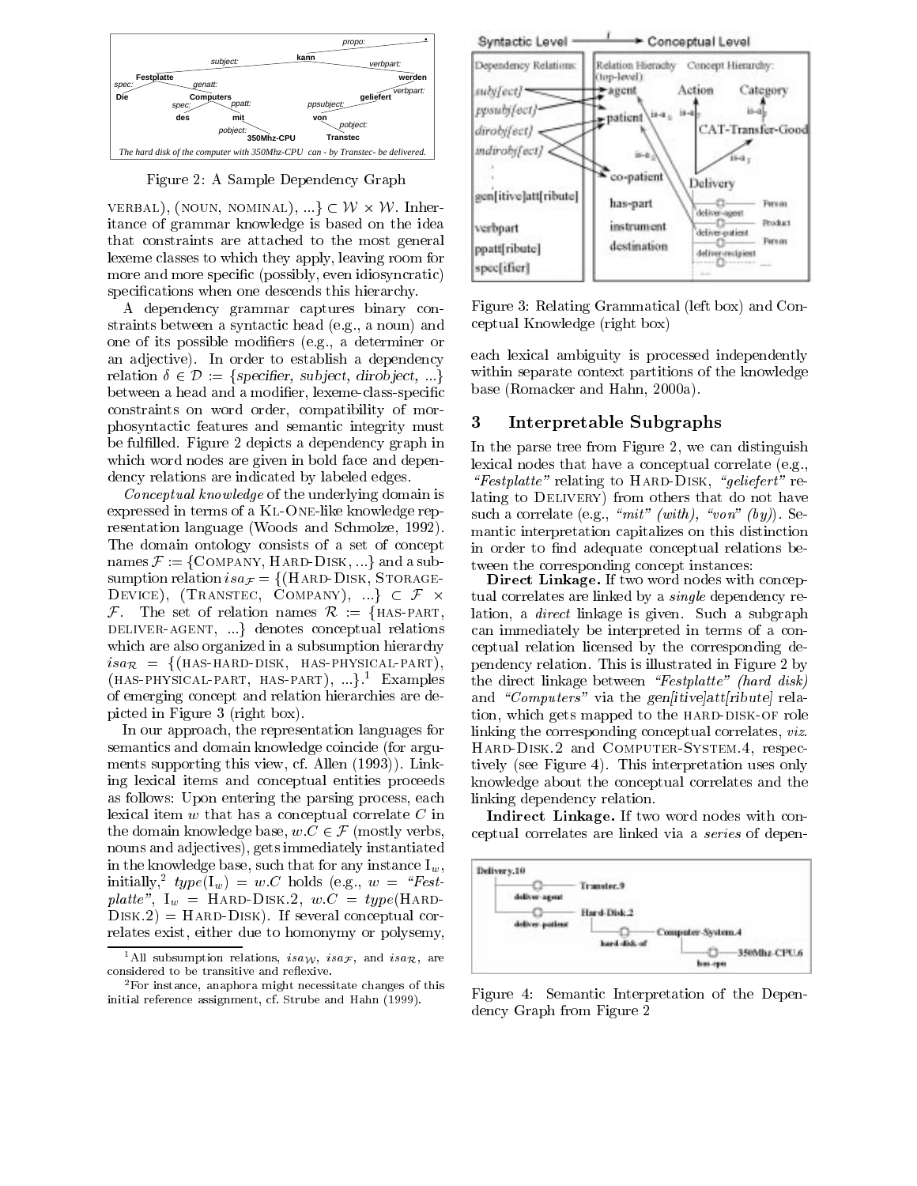Figure 2: A Sample Dependency Graph

VERBAL), (NOUN, NOMINAL), ...} $\subset \mathcal{W} \times \mathcal{W}$. Inheritance of grammar knowledge is based on the idea that constraints are attached to the most general lexeme classes to which they apply, leaving room for more and more specific (possibly, even idiosyncratic) specifications when one descends this hierarchy.

A dependency grammar captures binary constraints between a syntactic head (e.g., a noun) and one of its possible modifiers (e.g., a determiner or an adjective). In order to establish a dependency relation $\delta \in \mathcal{D} := \{specifier, subject, dirobject, ...\}$ between a head and a modifier, lexeme-class-specific constraints on word order, compatibility of morphosyntactic features and semantic integrity must be fulfilled. Figure 2 depicts a dependency graph in which word nodes are given in bold face and dependency relations are indicated by labeled edges.

*Conceptual knowledge* of the underlying domain is expressed in terms of a KL-ONE-like knowledge representation language (Woods and Schmolze, 1992). The domain ontology consists of a set of concept names $\mathcal{F} := \{$COMPANY, HARD-DISK, ...$\}$ and a subsumption relation $isa_{\mathcal{F}} = \{$(HARD-DISK, STORAGE-DEVICE), (TRANSTEC, COMPANY), ...$\} \subset \mathcal{F} \times \mathcal{F}$. The set of relation names $\mathcal{R} := \{$HAS-PART, DELIVER-AGENT, ...$\}$ denotes conceptual relations which are also organized in a subsumption hierarchy $isa_{\mathcal{R}} = \{$(HAS-HARD-DISK, HAS-PHYSICAL-PART), (HAS-PHYSICAL-PART, HAS-PART), ...$\}$.[1] Examples of emerging concept and relation hierarchies are depicted in Figure 3 (right box).

In our approach, the representation languages for semantics and domain knowledge coincide (for arguments supporting this view, cf. Allen (1993)). Linking lexical items and conceptual entities proceeds as follows: Upon entering the parsing process, each lexical item $w$ that has a conceptual correlate $C$ in the domain knowledge base, $w.C \in \mathcal{F}$ (mostly verbs, nouns and adjectives), gets immediately instantiated in the knowledge base, such that for any instance $\mathrm{I}_w$, initially,[2] $type(\mathrm{I}_w) = w.C$ holds (e.g., $w$ = *"Festplatte"*, $\mathrm{I}_w$ = HARD-DISK.2, $w.C$ = $type$(HARD-DISK.2) = HARD-DISK). If several conceptual correlates exist, either due to homonymy or polysemy, each lexical ambiguity is processed independently within separate context partitions of the knowledge base (Romacker and Hahn, 2000a).

[1] All subsumption relations, $isa_{\mathcal{W}}$, $isa_{\mathcal{F}}$, and $isa_{\mathcal{R}}$, are considered to be transitive and reflexive.

[2] For instance, anaphora might necessitate changes of this initial reference assignment, cf. Strube and Hahn (1999).

Figure 3: Relating Grammatical (left box) and Conceptual Knowledge (right box)

## 3 Interpretable Subgraphs

In the parse tree from Figure 2, we can distinguish lexical nodes that have a conceptual correlate (e.g., *"Festplatte"* relating to HARD-DISK, *"geliefert"* relating to DELIVERY) from others that do not have such a correlate (e.g., *"mit" (with)*, *"von" (by)*). Semantic interpretation capitalizes on this distinction in order to find adequate conceptual relations between the corresponding concept instances:

**Direct Linkage.** If two word nodes with conceptual correlates are linked by a *single* dependency relation, a *direct* linkage is given. Such a subgraph can immediately be interpreted in terms of a conceptual relation licensed by the corresponding dependency relation. This is illustrated in Figure 2 by the direct linkage between *"Festplatte" (hard disk)* and *"Computers"* via the *gen[itive]att[ribute]* relation, which gets mapped to the HARD-DISK-OF role linking the corresponding conceptual correlates, *viz.* HARD-DISK.2 and COMPUTER-SYSTEM.4, respectively (see Figure 4). This interpretation uses only knowledge about the conceptual correlates and the linking dependency relation.

**Indirect Linkage.** If two word nodes with conceptual correlates are linked via a *series* of depen-

Figure 4: Semantic Interpretation of the Dependency Graph from Figure 2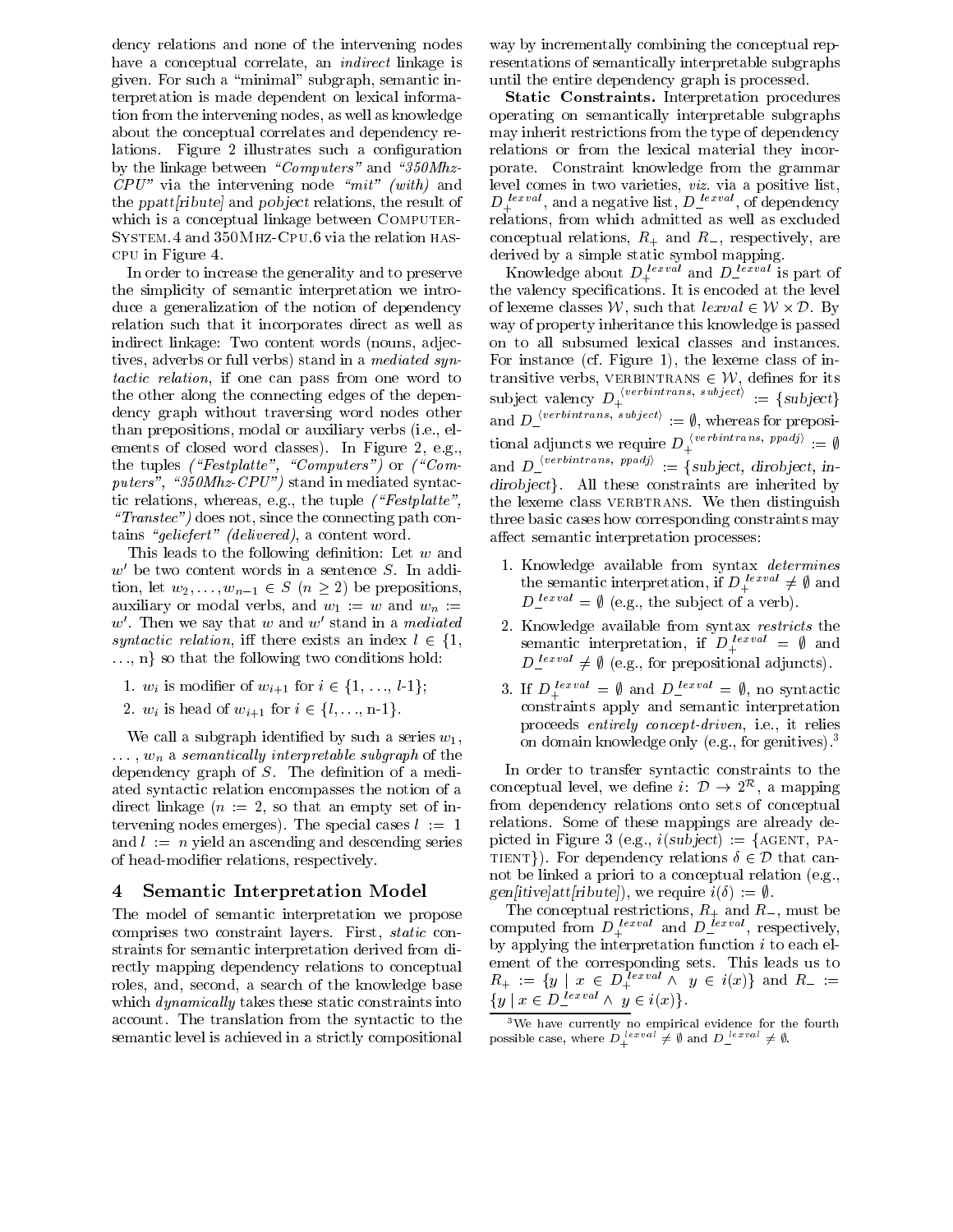dency relations and none of the intervening nodes have a conceptual correlate, an *indirect* linkage is given. For such a "minimal" subgraph, semantic interpretation is made dependent on lexical information from the intervening nodes, as well as knowledge about the conceptual correlates and dependency relations. Figure 2 illustrates such a configuration by the linkage between *"Computers"* and *"350Mhz-CPU"* via the intervening node *"mit" (with)* and the *ppatt[ribute]* and *pobject* relations, the result of which is a conceptual linkage between COMPUTER-SYSTEM.4 and 350MHZ-CPU.6 via the relation HAS-CPU in Figure 4.

In order to increase the generality and to preserve the simplicity of semantic interpretation we introduce a generalization of the notion of dependency relation such that it incorporates direct as well as indirect linkage: Two content words (nouns, adjectives, adverbs or full verbs) stand in a *mediated syntactic relation*, if one can pass from one word to the other along the connecting edges of the dependency graph without traversing word nodes other than prepositions, modal or auxiliary verbs (i.e., elements of closed word classes). In Figure 2, e.g., the tuples *("Festplatte", "Computers")* or *("Computers", "350Mhz-CPU")* stand in mediated syntactic relations, whereas, e.g., the tuple *("Festplatte", "Transtec")* does not, since the connecting path contains *"geliefert" (delivered)*, a content word.

This leads to the following definition: Let $w$ and $w'$ be two content words in a sentence $S$. In addition, let $w_2, \ldots, w_{n-1} \in S$ $(n \geq 2)$ be prepositions, auxiliary or modal verbs, and $w_1 := w$ and $w_n := w'$. Then we say that $w$ and $w'$ stand in a *mediated syntactic relation*, iff there exists an index $l \in \{1, \ldots, n\}$ so that the following two conditions hold:

1. $w_i$ is modifier of $w_{i+1}$ for $i \in \{1, \ldots, l\text{-}1\}$;
2. $w_i$ is head of $w_{i+1}$ for $i \in \{l, \ldots, n\text{-}1\}$.

We call a subgraph identified by such a series $w_1, \ldots, w_n$ a *semantically interpretable subgraph* of the dependency graph of $S$. The definition of a mediated syntactic relation encompasses the notion of a direct linkage ($n := 2$, so that an empty set of intervening nodes emerges). The special cases $l := 1$ and $l := n$ yield an ascending and descending series of head-modifier relations, respectively.

## 4 Semantic Interpretation Model

The model of semantic interpretation we propose comprises two constraint layers. First, *static* constraints for semantic interpretation derived from directly mapping dependency relations to conceptual roles, and, second, a search of the knowledge base which *dynamically* takes these static constraints into account. The translation from the syntactic to the semantic level is achieved in a strictly compositional way by incrementally combining the conceptual representations of semantically interpretable subgraphs until the entire dependency graph is processed.

**Static Constraints.** Interpretation procedures operating on semantically interpretable subgraphs may inherit restrictions from the type of dependency relations or from the lexical material they incorporate. Constraint knowledge from the grammar level comes in two varieties, *viz.* via a positive list, $D_+^{lexval}$, and a negative list, $D_-^{lexval}$, of dependency relations, from which admitted as well as excluded conceptual relations, $R_+$ and $R_-$, respectively, are derived by a simple static symbol mapping.

Knowledge about $D_+^{lexval}$ and $D_-^{lexval}$ is part of the valency specifications. It is encoded at the level of lexeme classes $\mathcal{W}$, such that $lexval \in \mathcal{W} \times \mathcal{D}$. By way of property inheritance this knowledge is passed on to all subsumed lexical classes and instances. For instance (cf. Figure 1), the lexeme class of intransitive verbs, VERBINTRANS $\in \mathcal{W}$, defines for its subject valency $D_+^{\langle verbintrans,\ subject\rangle} := \{subject\}$ and $D_-^{\langle verbintrans,\ subject\rangle} := \emptyset$, whereas for prepositional adjuncts we require $D_+^{\langle verbintrans,\ ppadj\rangle} := \emptyset$ and $D_-^{\langle verbintrans,\ ppadj\rangle} := \{subject, dirobject, indirobject\}$. All these constraints are inherited by the lexeme class VERBTRANS. We then distinguish three basic cases how corresponding constraints may affect semantic interpretation processes:

1. Knowledge available from syntax *determines* the semantic interpretation, if $D_+^{lexval} \neq \emptyset$ and $D_-^{lexval} = \emptyset$ (e.g., the subject of a verb).
2. Knowledge available from syntax *restricts* the semantic interpretation, if $D_+^{lexval} = \emptyset$ and $D_-^{lexval} \neq \emptyset$ (e.g., for prepositional adjuncts).
3. If $D_+^{lexval} = \emptyset$ and $D_-^{lexval} = \emptyset$, no syntactic constraints apply and semantic interpretation proceeds *entirely concept-driven*, i.e., it relies on domain knowledge only (e.g., for genitives).[3]

In order to transfer syntactic constraints to the conceptual level, we define $i\colon \mathcal{D} \rightarrow 2^{\mathcal{R}}$, a mapping from dependency relations onto sets of conceptual relations. Some of these mappings are already depicted in Figure 3 (e.g., $i(subject) := \{$AGENT, PATIENT$\}$). For dependency relations $\delta \in \mathcal{D}$ that cannot be linked a priori to a conceptual relation (e.g., *gen[itive]att[ribute]*), we require $i(\delta) := \emptyset$.

The conceptual restrictions, $R_+$ and $R_-$, must be computed from $D_+^{lexval}$ and $D_-^{lexval}$, respectively, by applying the interpretation function $i$ to each element of the corresponding sets. This leads us to $R_+ := \{y \mid x \in D_+^{lexval} \wedge\ y \in i(x)\}$ and $R_- := \{y \mid x \in D_-^{lexval} \wedge\ y \in i(x)\}$.

[3] We have currently no empirical evidence for the fourth possible case, where $D_+^{lexval} \neq \emptyset$ and $D_-^{lexval} \neq \emptyset$.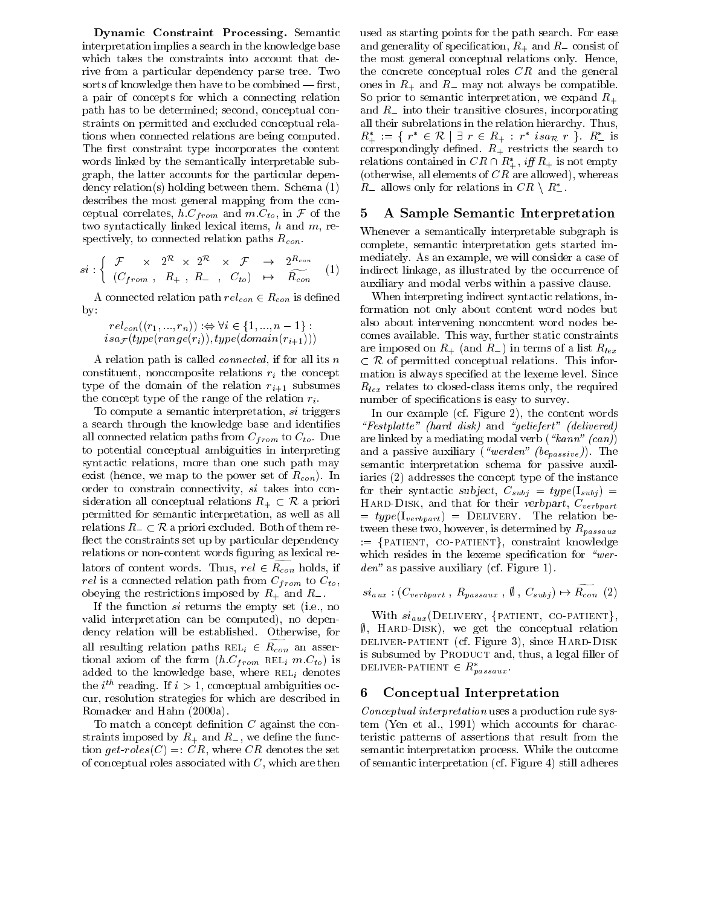**Dynamic Constraint Processing.** Semantic interpretation implies a search in the knowledge base which takes the constraints into account that derive from a particular dependency parse tree. Two sorts of knowledge then have to be combined — first, a pair of concepts for which a connecting relation path has to be determined; second, conceptual constraints on permitted and excluded conceptual relations when connected relations are being computed. The first constraint type incorporates the content words linked by the semantically interpretable subgraph, the latter accounts for the particular dependency relation(s) holding between them. Schema (1) describes the most general mapping from the conceptual correlates, $h.C_{from}$ and $m.C_{to}$, in $\mathcal{F}$ of the two syntactically linked lexical items, $h$ and $m$, respectively, to connected relation paths $R_{con}$.

$$si : \left\{ \begin{array}{ccccccccc} \mathcal{F} & \times & 2^{\mathcal{R}} & \times & 2^{\mathcal{R}} & \times & \mathcal{F} & \rightarrow & 2^{R_{con}} \\ (C_{from} & , & R_{+} & , & R_{-} & , & C_{to}) & \mapsto & \widetilde{R_{con}} \end{array} \right. \quad (1)$$

A connected relation path $rel_{con} \in R_{con}$ is defined by:

$$rel_{con}((r_1, ..., r_n)) :\Leftrightarrow \forall i \in \{1, ..., n-1\} : \\ isa_{\mathcal{F}}(type(range(r_i)), type(domain(r_{i+1})))$$

A relation path is called *connected*, if for all its $n$ constituent, noncomposite relations $r_i$ the concept type of the domain of the relation $r_{i+1}$ subsumes the concept type of the range of the relation $r_i$.

To compute a semantic interpretation, $si$ triggers a search through the knowledge base and identifies all connected relation paths from $C_{from}$ to $C_{to}$. Due to potential conceptual ambiguities in interpreting syntactic relations, more than one such path may exist (hence, we map to the power set of $R_{con}$). In order to constrain connectivity, $si$ takes into consideration all conceptual relations $R_{+} \subset \mathcal{R}$ a priori permitted for semantic interpretation, as well as all relations $R_{-} \subset \mathcal{R}$ a priori excluded. Both of them reflect the constraints set up by particular dependency relations or non-content words figuring as lexical relators of content words. Thus, $rel \in \widetilde{R_{con}}$ holds, if $rel$ is a connected relation path from $C_{from}$ to $C_{to}$, obeying the restrictions imposed by $R_{+}$ and $R_{-}$.

If the function $si$ returns the empty set (i.e., no valid interpretation can be computed), no dependency relation will be established. Otherwise, for all resulting relation paths $\text{REL}_i \in \widetilde{R_{con}}$ an assertional axiom of the form $(h.C_{from}\ \text{REL}_i\ m.C_{to})$ is added to the knowledge base, where $\text{REL}_i$ denotes the $i^{th}$ reading. If $i > 1$, conceptual ambiguities occur, resolution strategies for which are described in Romacker and Hahn (2000a).

To match a concept definition $C$ against the constraints imposed by $R_{+}$ and $R_{-}$, we define the function $get\text{-}roles(C) =: CR$, where $CR$ denotes the set of conceptual roles associated with $C$, which are then used as starting points for the path search. For ease and generality of specification, $R_{+}$ and $R_{-}$ consist of the most general conceptual relations only. Hence, the concrete conceptual roles $CR$ and the general ones in $R_{+}$ and $R_{-}$ may not always be compatible. So prior to semantic interpretation, we expand $R_{+}$ and $R_{-}$ into their transitive closures, incorporating all their subrelations in the relation hierarchy. Thus, $R^{*}_{+} := \{ r^{*} \in \mathcal{R} \mid \exists\, r \in R_{+} : r^{*}\ isa_{\mathcal{R}}\ r \}$. $R^{*}_{-}$ is correspondingly defined. $R_{+}$ restricts the search to relations contained in $CR \cap R^{*}_{+}$, *iff* $R_{+}$ is not empty (otherwise, all elements of $CR$ are allowed), whereas $R_{-}$ allows only for relations in $CR \setminus R^{*}_{-}$.

## 5 A Sample Semantic Interpretation

Whenever a semantically interpretable subgraph is complete, semantic interpretation gets started immediately. As an example, we will consider a case of indirect linkage, as illustrated by the occurrence of auxiliary and modal verbs within a passive clause.

When interpreting indirect syntactic relations, information not only about content word nodes but also about intervening noncontent word nodes becomes available. This way, further static constraints are imposed on $R_{+}$ (and $R_{-}$) in terms of a list $R_{lex} \subset \mathcal{R}$ of permitted conceptual relations. This information is always specified at the lexeme level. Since $R_{lex}$ relates to closed-class items only, the required number of specifications is easy to survey.

In our example (cf. Figure 2), the content words *"Festplatte" (hard disk)* and *"geliefert" (delivered)* are linked by a mediating modal verb (*"kann" (can)*) and a passive auxiliary (*"werden" (be$_{passive}$)*). The semantic interpretation schema for passive auxiliaries (2) addresses the concept type of the instance for their syntactic *subject*, $C_{subj} = type(\text{I}_{subj})$ = HARD-DISK, and that for their *verbpart*, $C_{verbpart} = type(\text{I}_{verbpart})$ = DELIVERY. The relation between these two, however, is determined by $R_{passaux}$ := {PATIENT, CO-PATIENT}, constraint knowledge which resides in the lexeme specification for *"werden"* as passive auxiliary (cf. Figure 1).

$$si_{aux} : (C_{verbpart}\ ,\ R_{passaux}\ ,\ \emptyset\ ,\ C_{subj}) \mapsto \widetilde{R_{con}} \quad (2)$$

With $si_{aux}$(DELIVERY, {PATIENT, CO-PATIENT}, $\emptyset$, HARD-DISK), we get the conceptual relation DELIVER-PATIENT (cf. Figure 3), since HARD-DISK is subsumed by PRODUCT and, thus, a legal filler of DELIVER-PATIENT $\in R^{*}_{passaux}$.

## 6 Conceptual Interpretation

*Conceptual interpretation* uses a production rule system (Yen et al., 1991) which accounts for characteristic patterns of assertions that result from the semantic interpretation process. While the outcome of semantic interpretation (cf. Figure 4) still adheres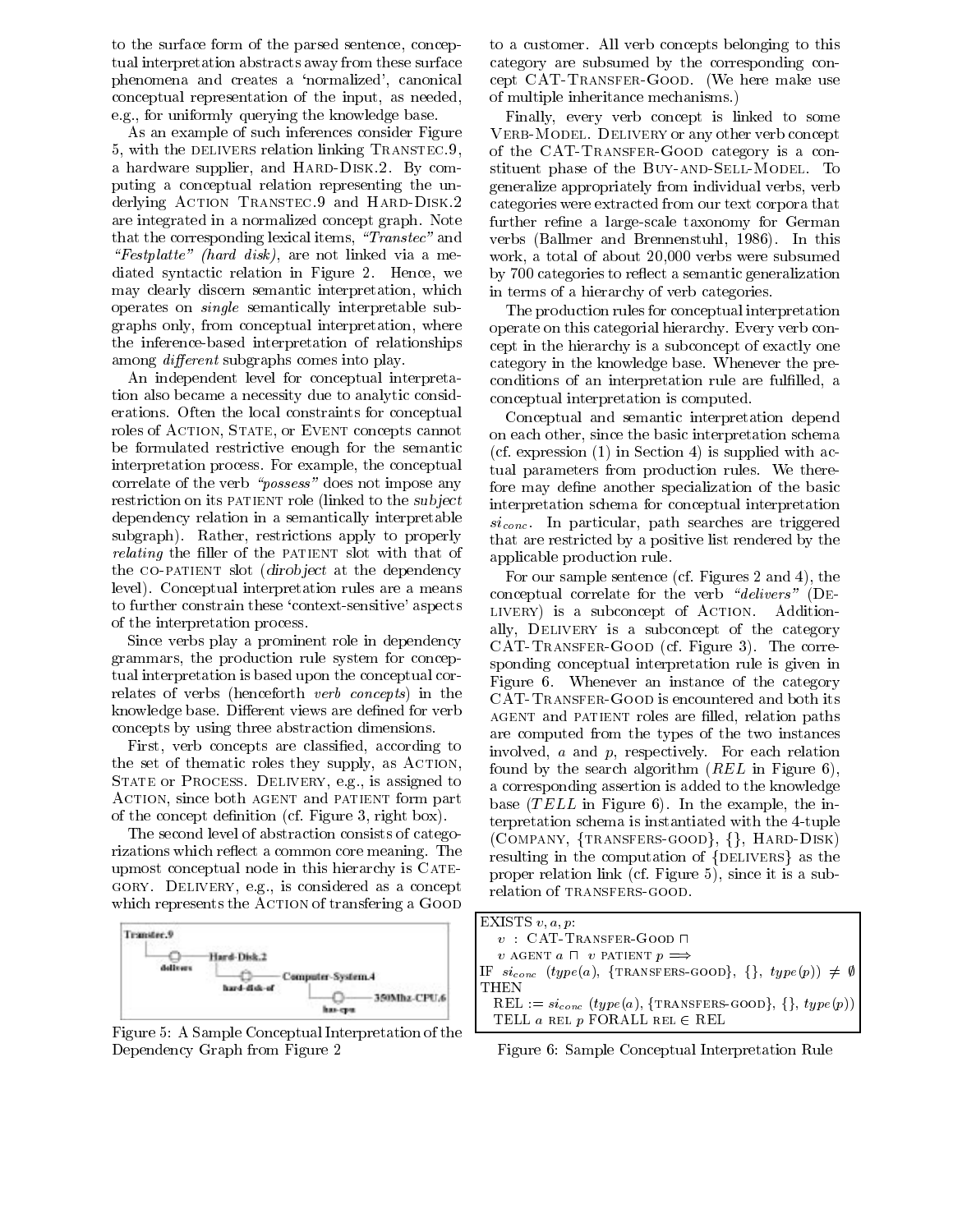to the surface form of the parsed sentence, conceptual interpretation abstracts away from these surface phenomena and creates a 'normalized', canonical conceptual representation of the input, as needed, e.g., for uniformly querying the knowledge base.

As an example of such inferences consider Figure 5, with the DELIVERS relation linking TRANSTEC.9, a hardware supplier, and HARD-DISK.2. By computing a conceptual relation representing the underlying ACTION TRANSTEC.9 and HARD-DISK.2 are integrated in a normalized concept graph. Note that the corresponding lexical items, *"Transtec"* and *"Festplatte" (hard disk)*, are not linked via a mediated syntactic relation in Figure 2. Hence, we may clearly discern semantic interpretation, which operates on *single* semantically interpretable subgraphs only, from conceptual interpretation, where the inference-based interpretation of relationships among *different* subgraphs comes into play.

An independent level for conceptual interpretation also became a necessity due to analytic considerations. Often the local constraints for conceptual roles of ACTION, STATE, or EVENT concepts cannot be formulated restrictive enough for the semantic interpretation process. For example, the conceptual correlate of the verb *"possess"* does not impose any restriction on its PATIENT role (linked to the *subject* dependency relation in a semantically interpretable subgraph). Rather, restrictions apply to properly *relating* the filler of the PATIENT slot with that of the CO-PATIENT slot (*dirobject* at the dependency level). Conceptual interpretation rules are a means to further constrain these 'context-sensitive' aspects of the interpretation process.

Since verbs play a prominent role in dependency grammars, the production rule system for conceptual interpretation is based upon the conceptual correlates of verbs (henceforth *verb concepts*) in the knowledge base. Different views are defined for verb concepts by using three abstraction dimensions.

First, verb concepts are classified, according to the set of thematic roles they supply, as ACTION, STATE or PROCESS. DELIVERY, e.g., is assigned to ACTION, since both AGENT and PATIENT form part of the concept definition (cf. Figure 3, right box).

The second level of abstraction consists of categorizations which reflect a common core meaning. The upmost conceptual node in this hierarchy is CATEGORY. DELIVERY, e.g., is considered as a concept which represents the ACTION of transfering a GOOD

Figure 5: A Sample Conceptual Interpretation of the Dependency Graph from Figure 2

to a customer. All verb concepts belonging to this category are subsumed by the corresponding concept CAT-TRANSFER-GOOD. (We here make use of multiple inheritance mechanisms.)

Finally, every verb concept is linked to some VERB-MODEL. DELIVERY or any other verb concept of the CAT-TRANSFER-GOOD category is a constituent phase of the BUY-AND-SELL-MODEL. To generalize appropriately from individual verbs, verb categories were extracted from our text corpora that further refine a large-scale taxonomy for German verbs (Ballmer and Brennenstuhl, 1986). In this work, a total of about 20,000 verbs were subsumed by 700 categories to reflect a semantic generalization in terms of a hierarchy of verb categories.

The production rules for conceptual interpretation operate on this categorial hierarchy. Every verb concept in the hierarchy is a subconcept of exactly one category in the knowledge base. Whenever the preconditions of an interpretation rule are fulfilled, a conceptual interpretation is computed.

Conceptual and semantic interpretation depend on each other, since the basic interpretation schema (cf. expression (1) in Section 4) is supplied with actual parameters from production rules. We therefore may define another specialization of the basic interpretation schema for conceptual interpretation $si_{conc}$. In particular, path searches are triggered that are restricted by a positive list rendered by the applicable production rule.

For our sample sentence (cf. Figures 2 and 4), the conceptual correlate for the verb *"delivers"* (DELIVERY) is a subconcept of ACTION. Additionally, DELIVERY is a subconcept of the category CAT-TRANSFER-GOOD (cf. Figure 3). The corresponding conceptual interpretation rule is given in Figure 6. Whenever an instance of the category CAT-TRANSFER-GOOD is encountered and both its AGENT and PATIENT roles are filled, relation paths are computed from the types of the two instances involved, $a$ and $p$, respectively. For each relation found by the search algorithm ($REL$ in Figure 6), a corresponding assertion is added to the knowledge base ($TELL$ in Figure 6). In the example, the interpretation schema is instantiated with the 4-tuple (COMPANY, {TRANSFERS-GOOD}, {}, HARD-DISK) resulting in the computation of {DELIVERS} as the proper relation link (cf. Figure 5), since it is a subrelation of TRANSFERS-GOOD.

EXISTS $v, a, p$:
  $v$ : CAT-TRANSFER-GOOD $\sqcap$
  $v$ AGENT $a$ $\sqcap$ $v$ PATIENT $p \Longrightarrow$
IF $si_{conc}$ ($type(a)$, {TRANSFERS-GOOD}, {}, $type(p)$) $\neq \emptyset$
THEN
  REL := $si_{conc}$ ($type(a)$, {TRANSFERS-GOOD}, {}, $type(p)$)
  TELL $a$ REL $p$ FORALL REL $\in$ REL

Figure 6: Sample Conceptual Interpretation Rule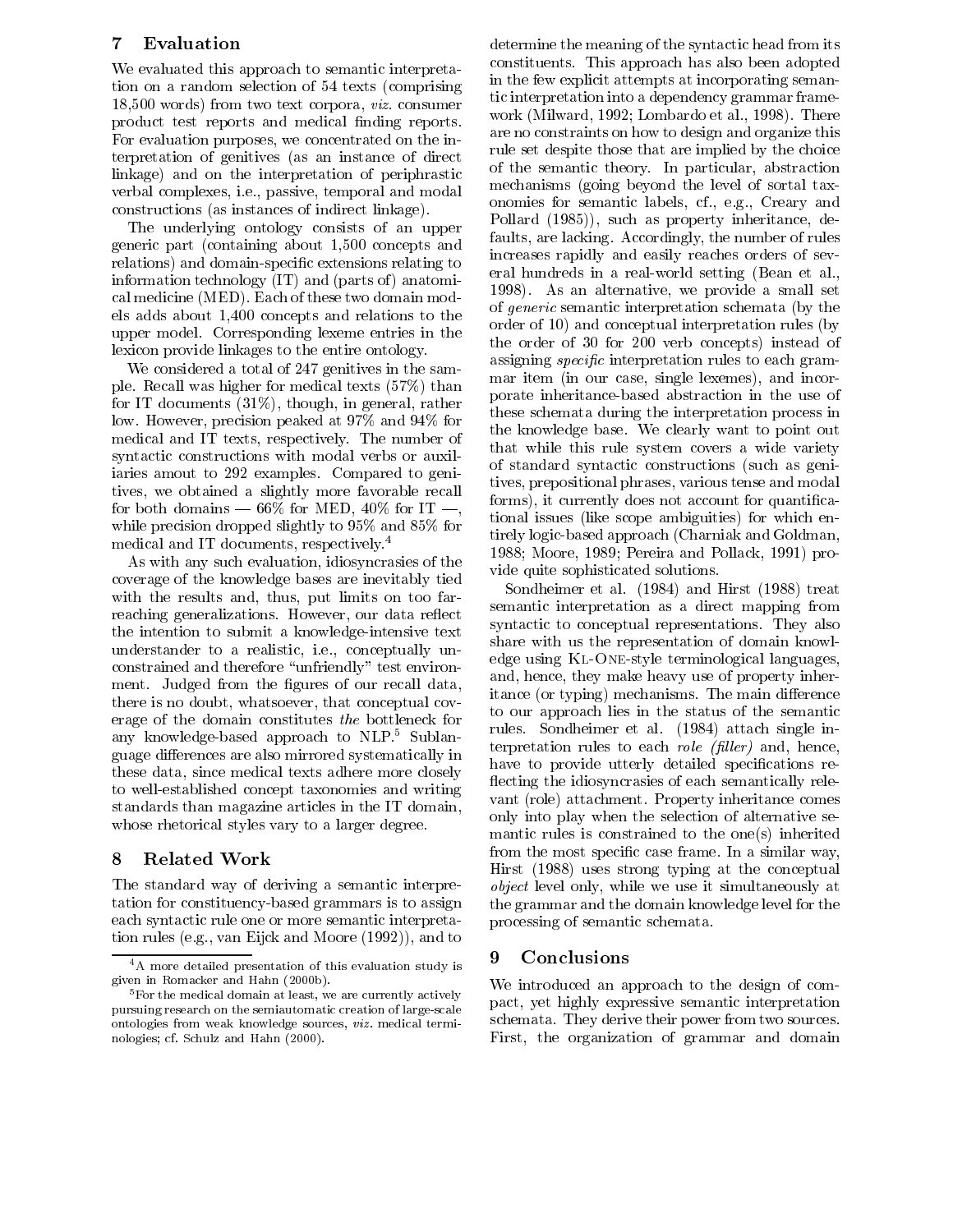## 7 Evaluation

We evaluated this approach to semantic interpretation on a random selection of 54 texts (comprising 18,500 words) from two text corpora, *viz.* consumer product test reports and medical finding reports. For evaluation purposes, we concentrated on the interpretation of genitives (as an instance of direct linkage) and on the interpretation of periphrastic verbal complexes, i.e., passive, temporal and modal constructions (as instances of indirect linkage).

The underlying ontology consists of an upper generic part (containing about 1,500 concepts and relations) and domain-specific extensions relating to information technology (IT) and (parts of) anatomical medicine (MED). Each of these two domain models adds about 1,400 concepts and relations to the upper model. Corresponding lexeme entries in the lexicon provide linkages to the entire ontology.

We considered a total of 247 genitives in the sample. Recall was higher for medical texts (57%) than for IT documents (31%), though, in general, rather low. However, precision peaked at 97% and 94% for medical and IT texts, respectively. The number of syntactic constructions with modal verbs or auxiliaries amout to 292 examples. Compared to genitives, we obtained a slightly more favorable recall for both domains — 66% for MED, 40% for IT —, while precision dropped slightly to 95% and 85% for medical and IT documents, respectively.[4]

As with any such evaluation, idiosyncrasies of the coverage of the knowledge bases are inevitably tied with the results and, thus, put limits on too far-reaching generalizations. However, our data reflect the intention to submit a knowledge-intensive text understander to a realistic, i.e., conceptually unconstrained and therefore "unfriendly" test environment. Judged from the figures of our recall data, there is no doubt, whatsoever, that conceptual coverage of the domain constitutes *the* bottleneck for any knowledge-based approach to NLP.[5] Sublanguage differences are also mirrored systematically in these data, since medical texts adhere more closely to well-established concept taxonomies and writing standards than magazine articles in the IT domain, whose rhetorical styles vary to a larger degree.

## 8 Related Work

The standard way of deriving a semantic interpretation for constituency-based grammars is to assign each syntactic rule one or more semantic interpretation rules (e.g., van Eijck and Moore (1992)), and to determine the meaning of the syntactic head from its constituents. This approach has also been adopted in the few explicit attempts at incorporating semantic interpretation into a dependency grammar framework (Milward, 1992; Lombardo et al., 1998). There are no constraints on how to design and organize this rule set despite those that are implied by the choice of the semantic theory. In particular, abstraction mechanisms (going beyond the level of sortal taxonomies for semantic labels, cf., e.g., Creary and Pollard (1985)), such as property inheritance, defaults, are lacking. Accordingly, the number of rules increases rapidly and easily reaches orders of several hundreds in a real-world setting (Bean et al., 1998). As an alternative, we provide a small set of *generic* semantic interpretation schemata (by the order of 10) and conceptual interpretation rules (by the order of 30 for 200 verb concepts) instead of assigning *specific* interpretation rules to each grammar item (in our case, single lexemes), and incorporate inheritance-based abstraction in the use of these schemata during the interpretation process in the knowledge base. We clearly want to point out that while this rule system covers a wide variety of standard syntactic constructions (such as genitives, prepositional phrases, various tense and modal forms), it currently does not account for quantificational issues (like scope ambiguities) for which entirely logic-based approach (Charniak and Goldman, 1988; Moore, 1989; Pereira and Pollack, 1991) provide quite sophisticated solutions.

Sondheimer et al. (1984) and Hirst (1988) treat semantic interpretation as a direct mapping from syntactic to conceptual representations. They also share with us the representation of domain knowledge using KL-ONE-style terminological languages, and, hence, they make heavy use of property inheritance (or typing) mechanisms. The main difference to our approach lies in the status of the semantic rules. Sondheimer et al. (1984) attach single interpretation rules to each *role (filler)* and, hence, have to provide utterly detailed specifications reflecting the idiosyncrasies of each semantically relevant (role) attachment. Property inheritance comes only into play when the selection of alternative semantic rules is constrained to the one(s) inherited from the most specific case frame. In a similar way, Hirst (1988) uses strong typing at the conceptual *object* level only, while we use it simultaneously at the grammar and the domain knowledge level for the processing of semantic schemata.

## 9 Conclusions

We introduced an approach to the design of compact, yet highly expressive semantic interpretation schemata. They derive their power from two sources. First, the organization of grammar and domain

---

[4] A more detailed presentation of this evaluation study is given in Romacker and Hahn (2000b).

[5] For the medical domain at least, we are currently actively pursuing research on the semiautomatic creation of large-scale ontologies from weak knowledge sources, *viz.* medical terminologies; cf. Schulz and Hahn (2000).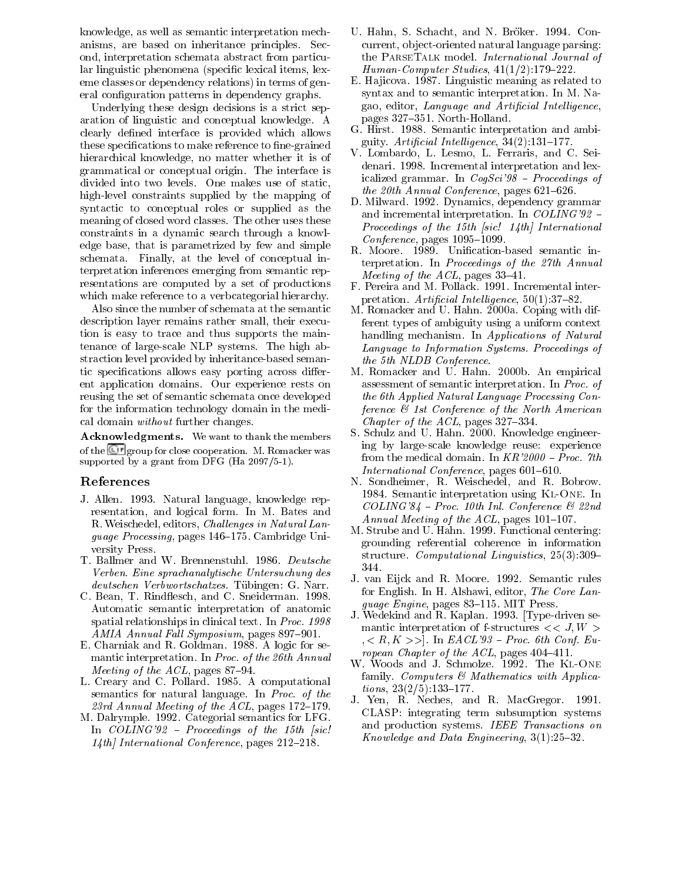knowledge, as well as semantic interpretation mechanisms, are based on inheritance principles. Second, interpretation schemata abstract from particular linguistic phenomena (specific lexical items, lexeme classes or dependency relations) in terms of general configuration patterns in dependency graphs.

Underlying these design decisions is a strict separation of linguistic and conceptual knowledge. A clearly defined interface is provided which allows these specifications to make reference to fine-grained hierarchical knowledge, no matter whether it is of grammatical or conceptual origin. The interface is divided into two levels. One makes use of static, high-level constraints supplied by the mapping of syntactic to conceptual roles or supplied as the meaning of closed word classes. The other uses these constraints in a dynamic search through a knowledge base, that is parametrized by few and simple schemata. Finally, at the level of conceptual interpretation inferences emerging from semantic representations are computed by a set of productions which make reference to a verbcategorial hierarchy.

Also since the number of schemata at the semantic description layer remains rather small, their execution is easy to trace and thus supports the maintenance of large-scale NLP systems. The high abstraction level provided by inheritance-based semantic specifications allows easy porting across different application domains. Our experience rests on reusing the set of semantic schemata once developed for the information technology domain in the medical domain *without* further changes.

**Acknowledgments.** We want to thank the members of the group for close cooperation. M. Romacker was supported by a grant from DFG (Ha 2097/5-1).

## References

J. Allen. 1993. Natural language, knowledge representation, and logical form. In M. Bates and R. Weischedel, editors, *Challenges in Natural Language Processing*, pages 146–175. Cambridge University Press.

T. Ballmer and W. Brennenstuhl. 1986. *Deutsche Verben. Eine sprachanalytische Untersuchung des deutschen Verbwortschatzes*. Tübingen: G. Narr.

C. Bean, T. Rindflesch, and C. Sneiderman. 1998. Automatic semantic interpretation of anatomic spatial relationships in clinical text. In *Proc. 1998 AMIA Annual Fall Symposium*, pages 897–901.

E. Charniak and R. Goldman. 1988. A logic for semantic interpretation. In *Proc. of the 26th Annual Meeting of the ACL*, pages 87–94.

L. Creary and C. Pollard. 1985. A computational semantics for natural language. In *Proc. of the 23rd Annual Meeting of the ACL*, pages 172–179.

M. Dalrymple. 1992. Categorial semantics for LFG. In *COLING'92 – Proceedings of the 15th [sic! 14th] International Conference*, pages 212–218.

U. Hahn, S. Schacht, and N. Bröker. 1994. Concurrent, object-oriented natural language parsing: the ParseTalk model. *International Journal of Human-Computer Studies*, 41(1/2):179–222.

E. Hajicova. 1987. Linguistic meaning as related to syntax and to semantic interpretation. In M. Nagao, editor, *Language and Artificial Intelligence*, pages 327–351. North-Holland.

G. Hirst. 1988. Semantic interpretation and ambiguity. *Artificial Intelligence*, 34(2):131–177.

V. Lombardo, L. Lesmo, L. Ferraris, and C. Seidenari. 1998. Incremental interpretation and lexicalized grammar. In *CogSci'98 – Proceedings of the 20th Annual Conference*, pages 621–626.

D. Milward. 1992. Dynamics, dependency grammar and incremental interpretation. In *COLING'92 – Proceedings of the 15th [sic! 14th] International Conference*, pages 1095–1099.

R. Moore. 1989. Unification-based semantic interpretation. In *Proceedings of the 27th Annual Meeting of the ACL*, pages 33–41.

F. Pereira and M. Pollack. 1991. Incremental interpretation. *Artificial Intelligence*, 50(1):37–82.

M. Romacker and U. Hahn. 2000a. Coping with different types of ambiguity using a uniform context handling mechanism. In *Applications of Natural Language to Information Systems. Proceedings of the 5th NLDB Conference*.

M. Romacker and U. Hahn. 2000b. An empirical assessment of semantic interpretation. In *Proc. of the 6th Applied Natural Language Processing Conference & 1st Conference of the North American Chapter of the ACL*, pages 327–334.

S. Schulz and U. Hahn. 2000. Knowledge engineering by large-scale knowledge reuse: experience from the medical domain. In *KR'2000 – Proc. 7th International Conference*, pages 601–610.

N. Sondheimer, R. Weischedel, and R. Bobrow. 1984. Semantic interpretation using KL-One. In *COLING'84 – Proc. 10th Inl. Conference & 22nd Annual Meeting of the ACL*, pages 101–107.

M. Strube and U. Hahn. 1999. Functional centering: grounding referential coherence in information structure. *Computational Linguistics*, 25(3):309–344.

J. van Eijck and R. Moore. 1992. Semantic rules for English. In H. Alshawi, editor, *The Core Language Engine*, pages 83–115. MIT Press.

J. Wedekind and R. Kaplan. 1993. [Type-driven semantic interpretation of f-structures $<< J, W >, < R, K >>$]. In *EACL'93 – Proc. 6th Conf. European Chapter of the ACL*, pages 404–411.

W. Woods and J. Schmolze. 1992. The KL-One family. *Computers & Mathematics with Applications*, 23(2/5):133–177.

J. Yen, R. Neches, and R. MacGregor. 1991. CLASP: integrating term subsumption systems and production systems. *IEEE Transactions on Knowledge and Data Engineering*, 3(1):25–32.